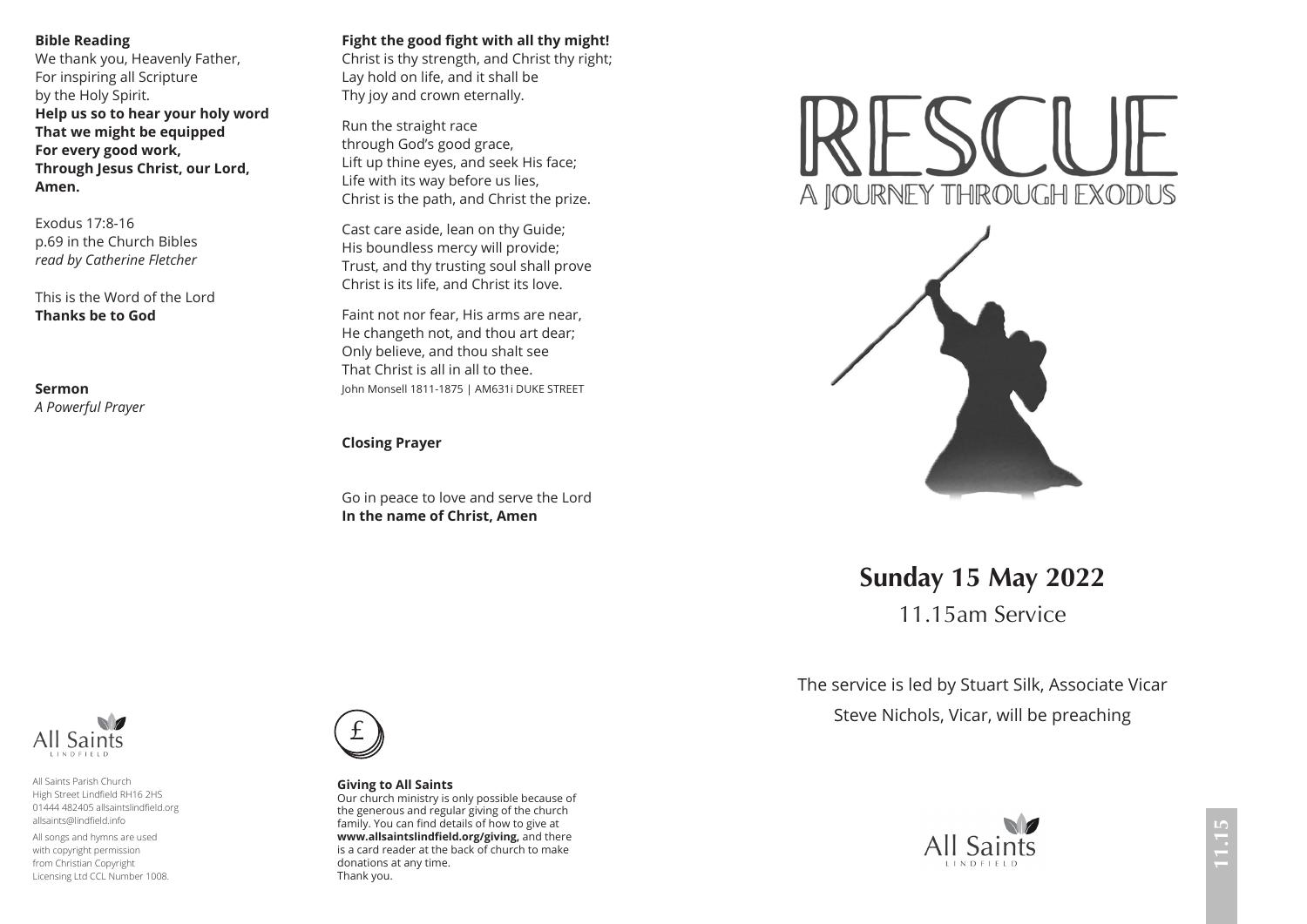**Bible Reading**

We thank you, Heavenly Father,
For inspiring all Scripture
by the Holy Spirit.
**Help us so to hear your holy word**
**That we might be equipped**
**For every good work,**
**Through Jesus Christ, our Lord,**
**Amen.**

Exodus 17:8-16
p.69 in the Church Bibles
*read by Catherine Fletcher*

This is the Word of the Lord
**Thanks be to God**

**Sermon**
*A Powerful Prayer*

**Fight the good fight with all thy might!**
Christ is thy strength, and Christ thy right;
Lay hold on life, and it shall be
Thy joy and crown eternally.

Run the straight race
through God's good grace,
Lift up thine eyes, and seek His face;
Life with its way before us lies,
Christ is the path, and Christ the prize.

Cast care aside, lean on thy Guide;
His boundless mercy will provide;
Trust, and thy trusting soul shall prove
Christ is its life, and Christ its love.

Faint not nor fear, His arms are near,
He changeth not, and thou art dear;
Only believe, and thou shalt see
That Christ is all in all to thee.
John Monsell 1811-1875 | AM631i DUKE STREET

**Closing Prayer**

Go in peace to love and serve the Lord
**In the name of Christ, Amen**

All Saints Parish Church
High Street Lindfield RH16 2HS
01444 482405 allsaintslindfield.org
allsaints@lindfield.info

All songs and hymns are used with copyright permission from Christian Copyright Licensing Ltd CCL Number 1008.

**Giving to All Saints**
Our church ministry is only possible because of the generous and regular giving of the church family. You can find details of how to give at **www.allsaintslindfield.org/giving,** and there is a card reader at the back of church to make donations at any time.
Thank you.

# RESCUE
## A JOURNEY THROUGH EXODUS

## Sunday 15 May 2022
11.15am Service

The service is led by Stuart Silk, Associate Vicar
Steve Nichols, Vicar, will be preaching

All Saints Lindfield

11.15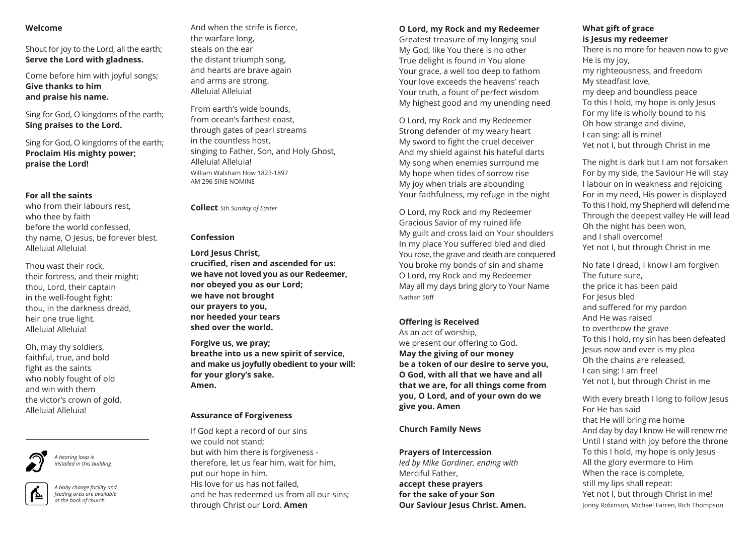**Welcome**

Shout for joy to the Lord, all the earth;
**Serve the Lord with gladness.**

Come before him with joyful songs;
**Give thanks to him**
**and praise his name.**

Sing for God, O kingdoms of the earth;
**Sing praises to the Lord.**

Sing for God, O kingdoms of the earth;
**Proclaim His mighty power;**
**praise the Lord!**

**For all the saints**
who from their labours rest,
who thee by faith
before the world confessed,
thy name, O Jesus, be forever blest.
Alleluia! Alleluia!

Thou wast their rock,
their fortress, and their might;
thou, Lord, their captain
in the well-fought fight;
thou, in the darkness dread,
heir one true light.
Alleluia! Alleluia!

Oh, may thy soldiers,
faithful, true, and bold
fight as the saints
who nobly fought of old
and win with them
the victor's crown of gold.
Alleluia! Alleluia!

And when the strife is fierce,
the warfare long,
steals on the ear
the distant triumph song,
and hearts are brave again
and arms are strong.
Alleluia! Alleluia!

From earth's wide bounds,
from ocean's farthest coast,
through gates of pearl streams
in the countless host,
singing to Father, Son, and Holy Ghost,
Alleluia! Alleluia!
William Walsham How 1823-1897
AM 296 SINE NOMINE

---

*A hearing loop is installed in this building*

*A baby change facility and feeding area are available at the back of church.*

**Collect** *5th Sunday of Easter*

**Confession**

**Lord Jesus Christ,**
**crucified, risen and ascended for us:**
**we have not loved you as our Redeemer,**
**nor obeyed you as our Lord;**
**we have not brought**
**our prayers to you,**
**nor heeded your tears**
**shed over the world.**

**Forgive us, we pray;**
**breathe into us a new spirit of service,**
**and make us joyfully obedient to your will:**
**for your glory's sake.**
**Amen.**

**Assurance of Forgiveness**

If God kept a record of our sins
we could not stand;
but with him there is forgiveness -
therefore, let us fear him, wait for him,
put our hope in him.
His love for us has not failed,
and he has redeemed us from all our sins;
through Christ our Lord. **Amen**

**O Lord, my Rock and my Redeemer**
Greatest treasure of my longing soul
My God, like You there is no other
True delight is found in You alone
Your grace, a well too deep to fathom
Your love exceeds the heavens' reach
Your truth, a fount of perfect wisdom
My highest good and my unending need

O Lord, my Rock and my Redeemer
Strong defender of my weary heart
My sword to fight the cruel deceiver
And my shield against his hateful darts
My song when enemies surround me
My hope when tides of sorrow rise
My joy when trials are abounding
Your faithfulness, my refuge in the night

O Lord, my Rock and my Redeemer
Gracious Savior of my ruined life
My guilt and cross laid on Your shoulders
In my place You suffered bled and died
You rose, the grave and death are conquered
You broke my bonds of sin and shame
O Lord, my Rock and my Redeemer
May all my days bring glory to Your Name
Nathan Stiff

**Offering is Received**
As an act of worship,
we present our offering to God.
**May the giving of our money**
**be a token of our desire to serve you,**
**O God, with all that we have and all**
**that we are, for all things come from**
**you, O Lord, and of your own do we**
**give you. Amen**

**Church Family News**

**Prayers of Intercession**
*led by Mike Gardiner, ending with*
Merciful Father,
**accept these prayers**
**for the sake of your Son**
**Our Saviour Jesus Christ. Amen.**

**What gift of grace**
**is Jesus my redeemer**
There is no more for heaven now to give
He is my joy,
my righteousness, and freedom
My steadfast love,
my deep and boundless peace
To this I hold, my hope is only Jesus
For my life is wholly bound to his
Oh how strange and divine,
I can sing: all is mine!
Yet not I, but through Christ in me

The night is dark but I am not forsaken
For by my side, the Saviour He will stay
I labour on in weakness and rejoicing
For in my need, His power is displayed
To this I hold, my Shepherd will defend me
Through the deepest valley He will lead
Oh the night has been won,
and I shall overcome!
Yet not I, but through Christ in me

No fate I dread, I know I am forgiven
The future sure,
the price it has been paid
For Jesus bled
and suffered for my pardon
And He was raised
to overthrow the grave
To this I hold, my sin has been defeated
Jesus now and ever is my plea
Oh the chains are released,
I can sing: I am free!
Yet not I, but through Christ in me

With every breath I long to follow Jesus
For He has said
that He will bring me home
And day by day I know He will renew me
Until I stand with joy before the throne
To this I hold, my hope is only Jesus
All the glory evermore to Him
When the race is complete,
still my lips shall repeat:
Yet not I, but through Christ in me!
Jonny Robinson, Michael Farren, Rich Thompson